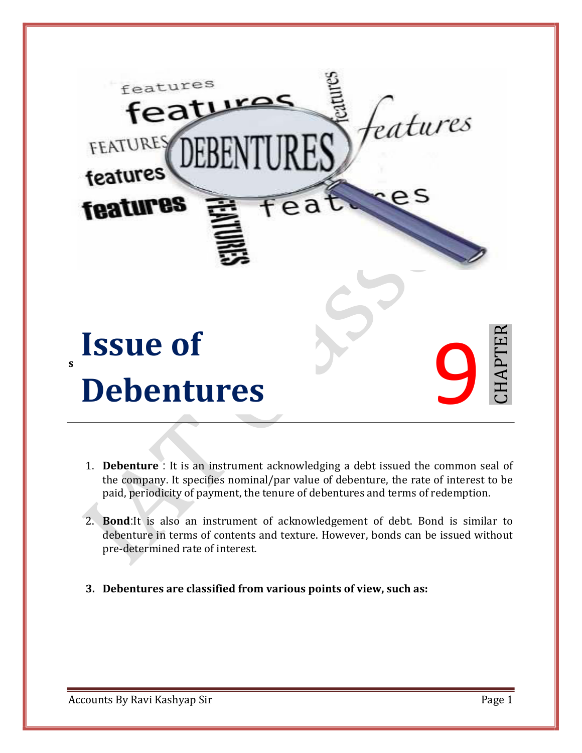# Issue of Debentures

CHAPTER 9

1. **Debenture** : It is an instrument acknowledging a debt issued the common seal of the company. It specifies nominal/par value of debenture, the rate of interest to be paid, periodicity of payment, the tenure of debentures and terms of redemption.

2. **Bond**:It is also an instrument of acknowledgement of debt. Bond is similar to debenture in terms of contents and texture. However, bonds can be issued without pre-determined rate of interest.

3. **Debentures are classified from various points of view, such as:**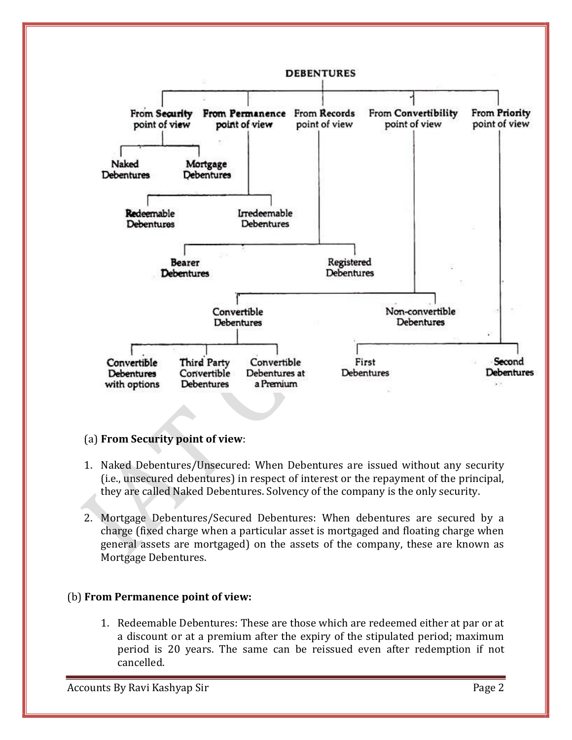**DEBENTURES**

- From Security point of view
  - Naked Debentures
  - Mortgage Debentures
- From Permanence point of view
  - Redeemable Debentures
  - Irredeemable Debentures
- From Records point of view
  - Bearer Debentures
  - Registered Debentures
- From Convertibility point of view
  - Convertible Debentures
    - Convertible Debentures with options
    - Third Party Convertible Debentures
    - Convertible Debentures at a Premium
  - Non-convertible Debentures
- From Priority point of view
  - First Debentures
  - Second Debentures

(a) **From Security point of view**:

1. Naked Debentures/Unsecured: When Debentures are issued without any security (i.e., unsecured debentures) in respect of interest or the repayment of the principal, they are called Naked Debentures. Solvency of the company is the only security.

2. Mortgage Debentures/Secured Debentures: When debentures are secured by a charge (fixed charge when a particular asset is mortgaged and floating charge when general assets are mortgaged) on the assets of the company, these are known as Mortgage Debentures.

(b) **From Permanence point of view:**

1. Redeemable Debentures: These are those which are redeemed either at par or at a discount or at a premium after the expiry of the stipulated period; maximum period is 20 years. The same can be reissued even after redemption if not cancelled.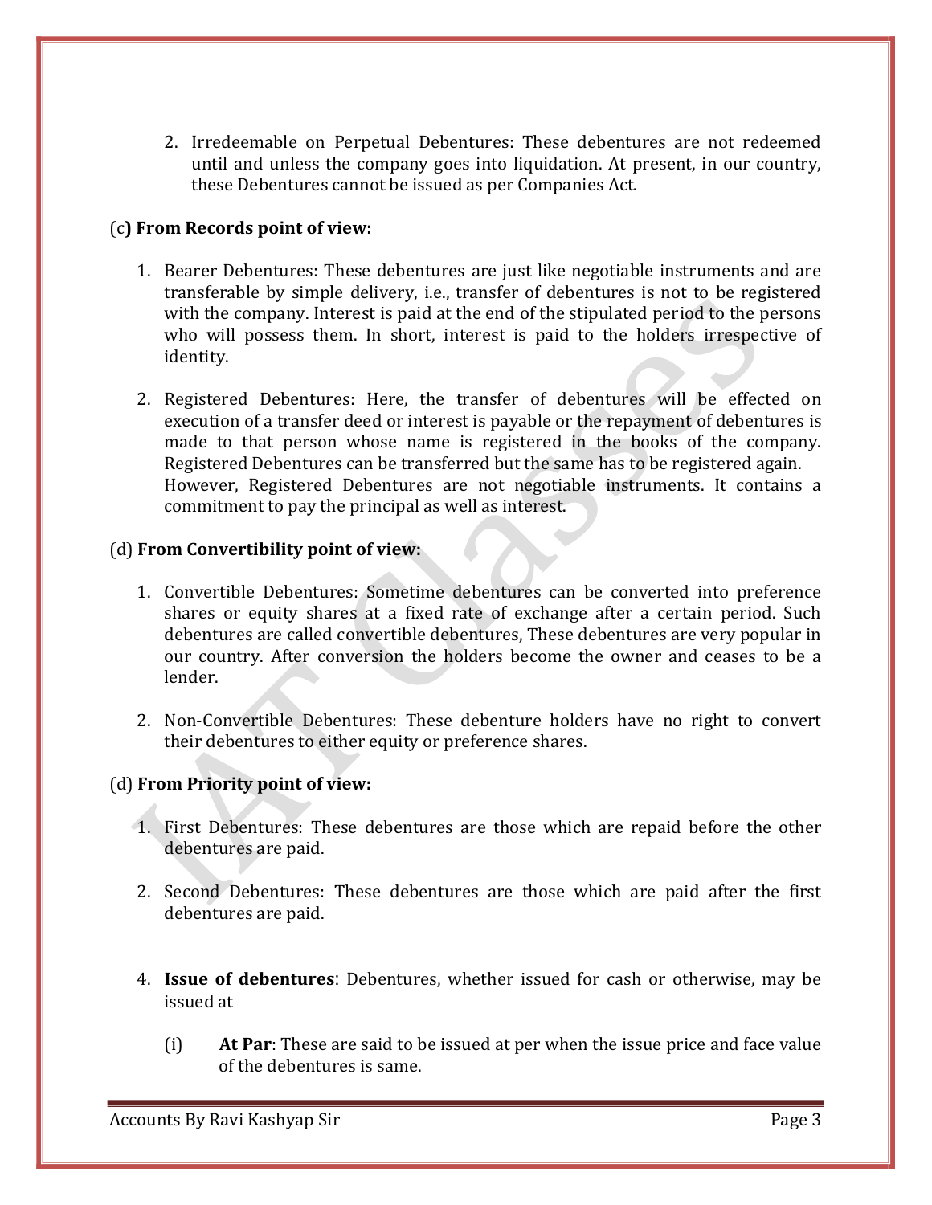2. Irredeemable on Perpetual Debentures: These debentures are not redeemed until and unless the company goes into liquidation. At present, in our country, these Debentures cannot be issued as per Companies Act.

(c**) From Records point of view:**

1. Bearer Debentures: These debentures are just like negotiable instruments and are transferable by simple delivery, i.e., transfer of debentures is not to be registered with the company. Interest is paid at the end of the stipulated period to the persons who will possess them. In short, interest is paid to the holders irrespective of identity.

2. Registered Debentures: Here, the transfer of debentures will be effected on execution of a transfer deed or interest is payable or the repayment of debentures is made to that person whose name is registered in the books of the company. Registered Debentures can be transferred but the same has to be registered again. However, Registered Debentures are not negotiable instruments. It contains a commitment to pay the principal as well as interest.

(d) **From Convertibility point of view:**

1. Convertible Debentures: Sometime debentures can be converted into preference shares or equity shares at a fixed rate of exchange after a certain period. Such debentures are called convertible debentures, These debentures are very popular in our country. After conversion the holders become the owner and ceases to be a lender.

2. Non-Convertible Debentures: These debenture holders have no right to convert their debentures to either equity or preference shares.

(d) **From Priority point of view:**

1. First Debentures: These debentures are those which are repaid before the other debentures are paid.

2. Second Debentures: These debentures are those which are paid after the first debentures are paid.

4. **Issue of debentures**: Debentures, whether issued for cash or otherwise, may be issued at

    (i) **At Par**: These are said to be issued at per when the issue price and face value of the debentures is same.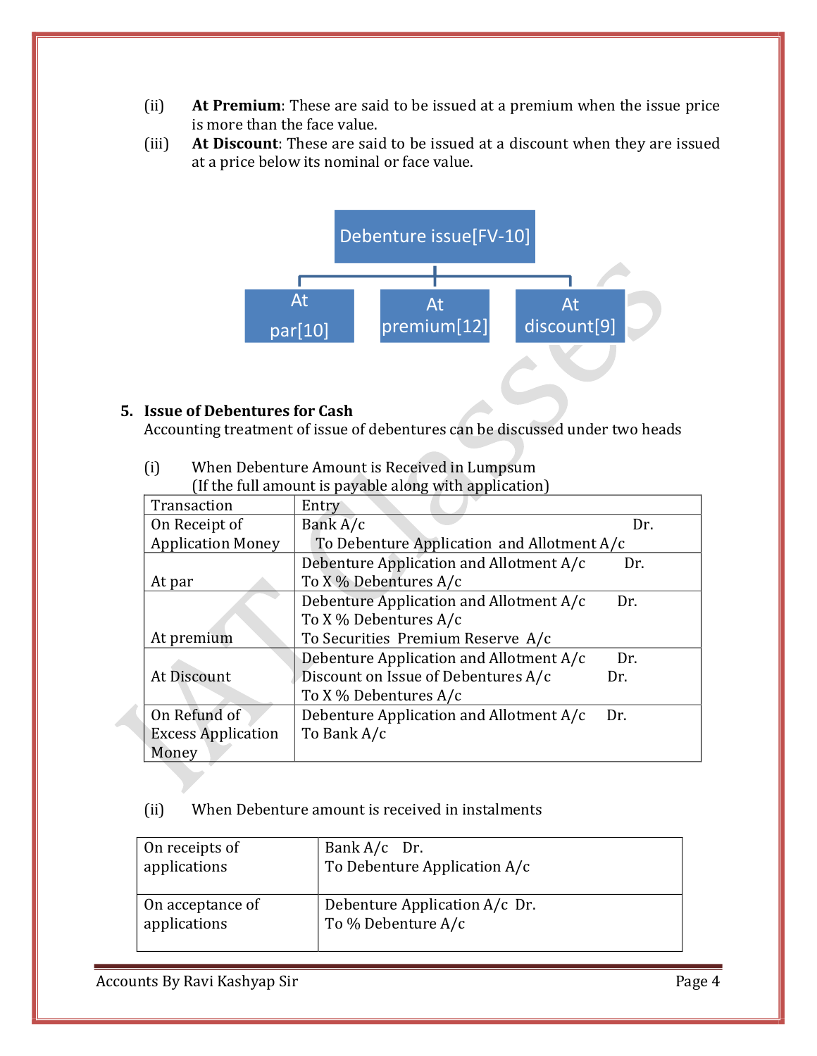(ii) **At Premium**: These are said to be issued at a premium when the issue price is more than the face value.

(iii) **At Discount**: These are said to be issued at a discount when they are issued at a price below its nominal or face value.

Debenture issue[FV-10]

- At par[10]
- At premium[12]
- At discount[9]

## 5. Issue of Debentures for Cash

Accounting treatment of issue of debentures can be discussed under two heads

(i) When Debenture Amount is Received in Lumpsum
(If the full amount is payable along with application)

| Transaction | Entry |
|---|---|
| On Receipt of Application Money | Bank A/c Dr.<br>To Debenture Application and Allotment A/c |
| At par | Debenture Application and Allotment A/c Dr.<br>To X % Debentures A/c |
| At premium | Debenture Application and Allotment A/c Dr.<br>To X % Debentures A/c<br>To Securities Premium Reserve A/c |
| At Discount | Debenture Application and Allotment A/c Dr.<br>Discount on Issue of Debentures A/c Dr.<br>To X % Debentures A/c |
| On Refund of Excess Application Money | Debenture Application and Allotment A/c Dr.<br>To Bank A/c |

(ii) When Debenture amount is received in instalments

| | |
|---|---|
| On receipts of applications | Bank A/c Dr.<br>To Debenture Application A/c |
| On acceptance of applications | Debenture Application A/c Dr.<br>To % Debenture A/c |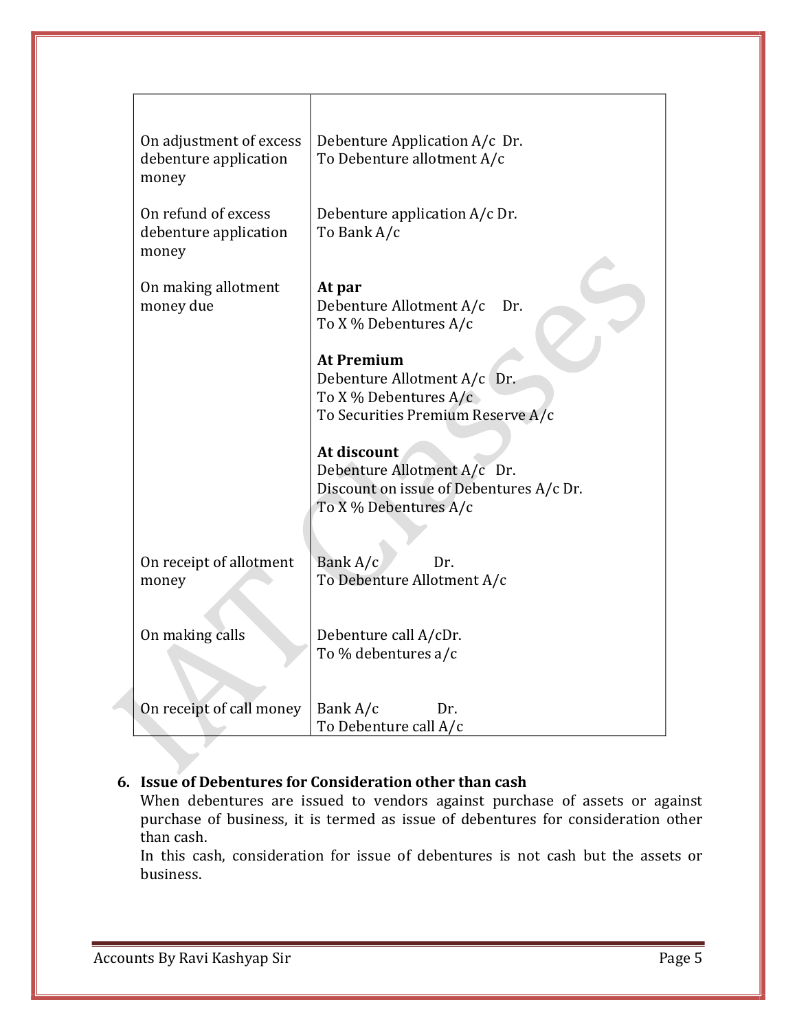| | |
|---|---|
| On adjustment of excess debenture application money | Debenture Application A/c Dr.<br>To Debenture allotment A/c |
| On refund of excess debenture application money | Debenture application A/c Dr.<br>To Bank A/c |
| On making allotment money due | **At par**<br>Debenture Allotment A/c Dr.<br>To X % Debentures A/c<br><br>**At Premium**<br>Debenture Allotment A/c Dr.<br>To X % Debentures A/c<br>To Securities Premium Reserve A/c<br><br>**At discount**<br>Debenture Allotment A/c Dr.<br>Discount on issue of Debentures A/c Dr.<br>To X % Debentures A/c |
| On receipt of allotment money | Bank A/c Dr.<br>To Debenture Allotment A/c |
| On making calls | Debenture call A/cDr.<br>To % debentures a/c |
| On receipt of call money | Bank A/c Dr.<br>To Debenture call A/c |

6. **Issue of Debentures for Consideration other than cash**

   When debentures are issued to vendors against purchase of assets or against purchase of business, it is termed as issue of debentures for consideration other than cash.

   In this cash, consideration for issue of debentures is not cash but the assets or business.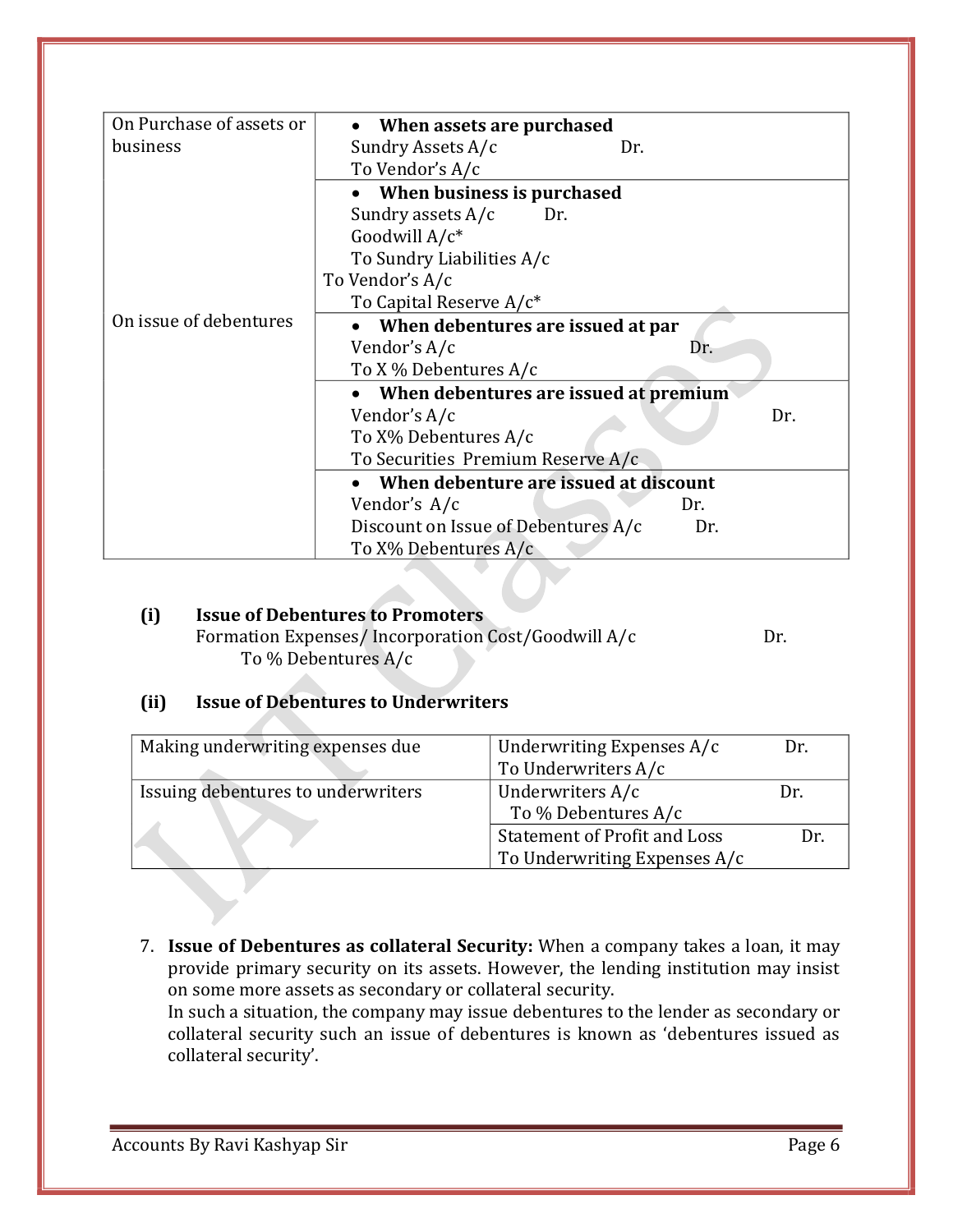| | |
|---|---|
| On Purchase of assets or business | • **When assets are purchased**<br>Sundry Assets A/c Dr.<br>To Vendor's A/c |
| | • **When business is purchased**<br>Sundry assets A/c Dr.<br>Goodwill A/c*<br>To Sundry Liabilities A/c<br>To Vendor's A/c<br>To Capital Reserve A/c* |
| On issue of debentures | • **When debentures are issued at par**<br>Vendor's A/c Dr.<br>To X % Debentures A/c |
| | • **When debentures are issued at premium**<br>Vendor's A/c Dr.<br>To X% Debentures A/c<br>To Securities Premium Reserve A/c |
| | • **When debenture are issued at discount**<br>Vendor's A/c Dr.<br>Discount on Issue of Debentures A/c Dr.<br>To X% Debentures A/c |

**(i) Issue of Debentures to Promoters**

Formation Expenses/ Incorporation Cost/Goodwill A/c Dr.
To % Debentures A/c

**(ii) Issue of Debentures to Underwriters**

| | |
|---|---|
| Making underwriting expenses due | Underwriting Expenses A/c Dr.<br>To Underwriters A/c |
| Issuing debentures to underwriters | Underwriters A/c Dr.<br>To % Debentures A/c |
| | Statement of Profit and Loss Dr.<br>To Underwriting Expenses A/c |

7. **Issue of Debentures as collateral Security:** When a company takes a loan, it may provide primary security on its assets. However, the lending institution may insist on some more assets as secondary or collateral security.
   In such a situation, the company may issue debentures to the lender as secondary or collateral security such an issue of debentures is known as 'debentures issued as collateral security'.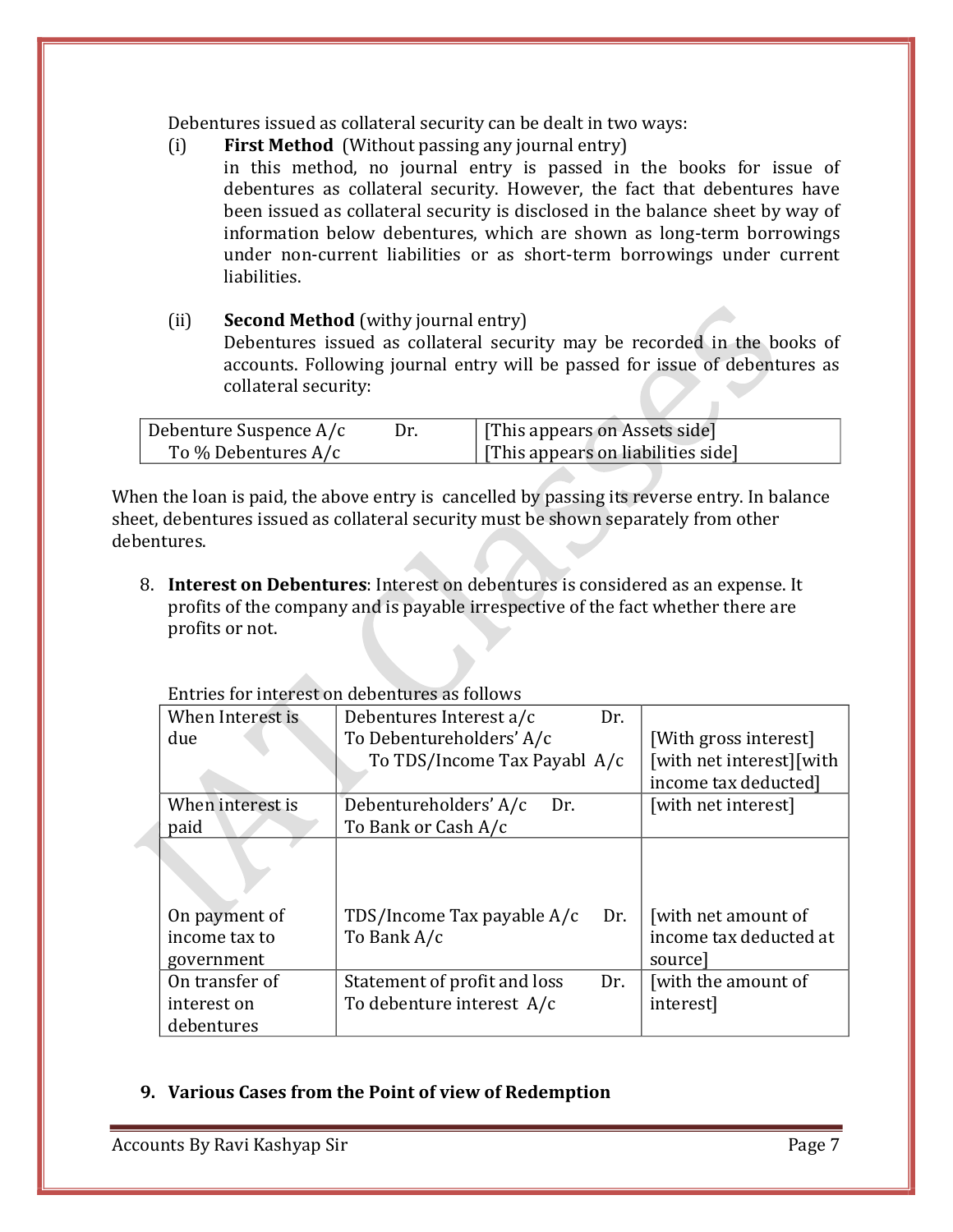Debentures issued as collateral security can be dealt in two ways:

(i) **First Method** (Without passing any journal entry)
in this method, no journal entry is passed in the books for issue of debentures as collateral security. However, the fact that debentures have been issued as collateral security is disclosed in the balance sheet by way of information below debentures, which are shown as long-term borrowings under non-current liabilities or as short-term borrowings under current liabilities.

(ii) **Second Method** (withy journal entry)
Debentures issued as collateral security may be recorded in the books of accounts. Following journal entry will be passed for issue of debentures as collateral security:

| | |
|---|---|
| Debenture Suspence A/c Dr.<br>To % Debentures A/c | [This appears on Assets side]<br>[This appears on liabilities side] |

When the loan is paid, the above entry is cancelled by passing its reverse entry. In balance sheet, debentures issued as collateral security must be shown separately from other debentures.

8. **Interest on Debentures**: Interest on debentures is considered as an expense. It profits of the company and is payable irrespective of the fact whether there are profits or not.

Entries for interest on debentures as follows

| | | |
|---|---|---|
| When Interest is due | Debentures Interest a/c Dr.<br>To Debentureholders' A/c<br>To TDS/Income Tax Payabl A/c | [With gross interest]<br>[with net interest][with income tax deducted] |
| When interest is paid | Debentureholders' A/c Dr.<br>To Bank or Cash A/c | [with net interest] |
| On payment of income tax to government | TDS/Income Tax payable A/c Dr.<br>To Bank A/c | [with net amount of income tax deducted at source] |
| On transfer of interest on debentures | Statement of profit and loss Dr.<br>To debenture interest A/c | [with the amount of interest] |

9. **Various Cases from the Point of view of Redemption**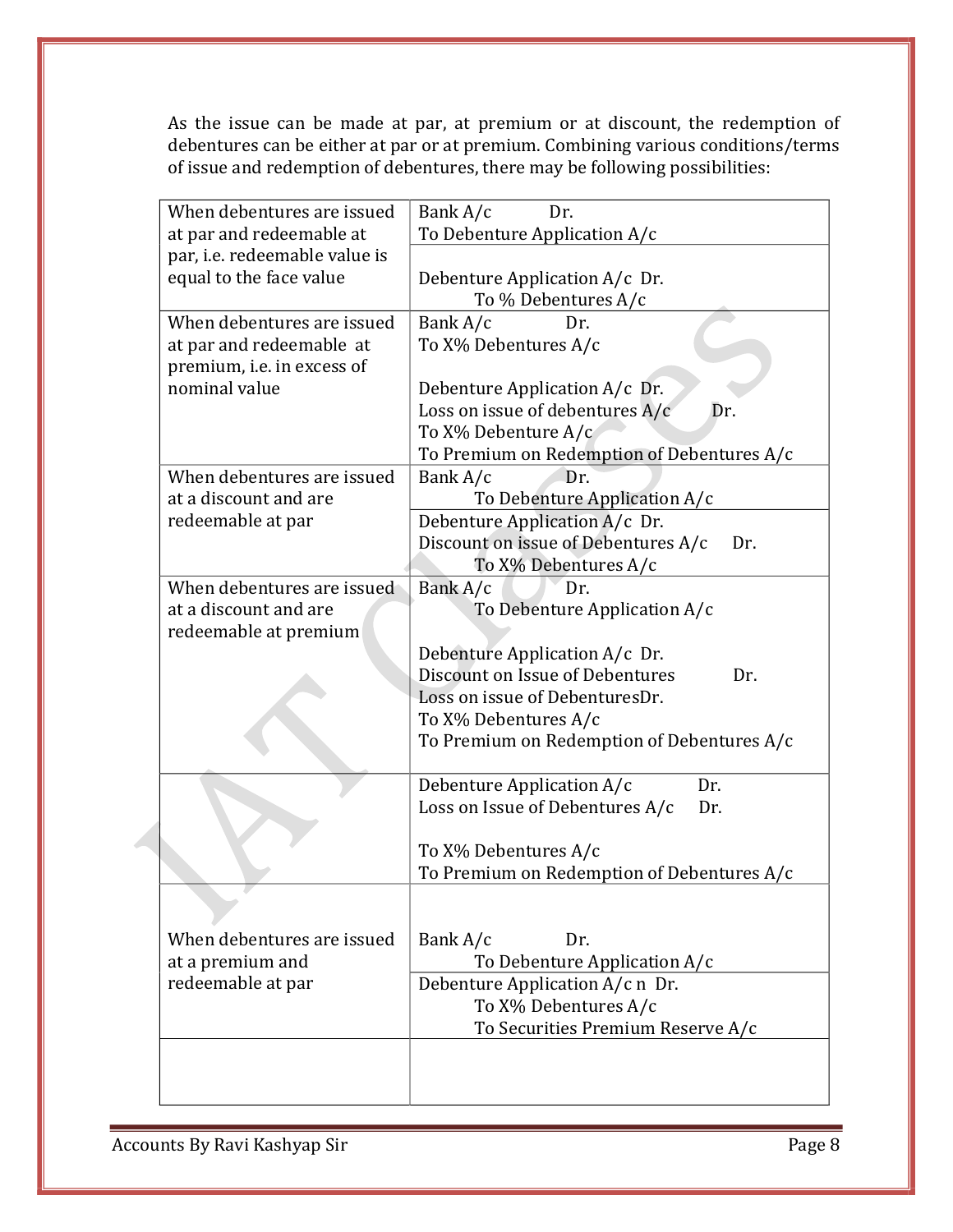As the issue can be made at par, at premium or at discount, the redemption of debentures can be either at par or at premium. Combining various conditions/terms of issue and redemption of debentures, there may be following possibilities:

| | |
|---|---|
| When debentures are issued at par and redeemable at par, i.e. redeemable value is equal to the face value | Bank A/c Dr.<br>To Debenture Application A/c |
| | Debenture Application A/c Dr.<br>To % Debentures A/c |
| When debentures are issued at par and redeemable at premium, i.e. in excess of nominal value | Bank A/c Dr.<br>To X% Debentures A/c<br><br>Debenture Application A/c Dr.<br>Loss on issue of debentures A/c Dr.<br>To X% Debenture A/c<br>To Premium on Redemption of Debentures A/c |
| When debentures are issued at a discount and are redeemable at par | Bank A/c Dr.<br>To Debenture Application A/c |
| | Debenture Application A/c Dr.<br>Discount on issue of Debentures A/c Dr.<br>To X% Debentures A/c |
| When debentures are issued at a discount and are redeemable at premium | Bank A/c Dr.<br>To Debenture Application A/c<br><br>Debenture Application A/c Dr.<br>Discount on Issue of Debentures Dr.<br>Loss on issue of DebenturesDr.<br>To X% Debentures A/c<br>To Premium on Redemption of Debentures A/c |
| | Debenture Application A/c Dr.<br>Loss on Issue of Debentures A/c Dr.<br><br>To X% Debentures A/c<br>To Premium on Redemption of Debentures A/c |
| When debentures are issued at a premium and redeemable at par | Bank A/c Dr.<br>To Debenture Application A/c |
| | Debenture Application A/c n Dr.<br>To X% Debentures A/c<br>To Securities Premium Reserve A/c |
| | |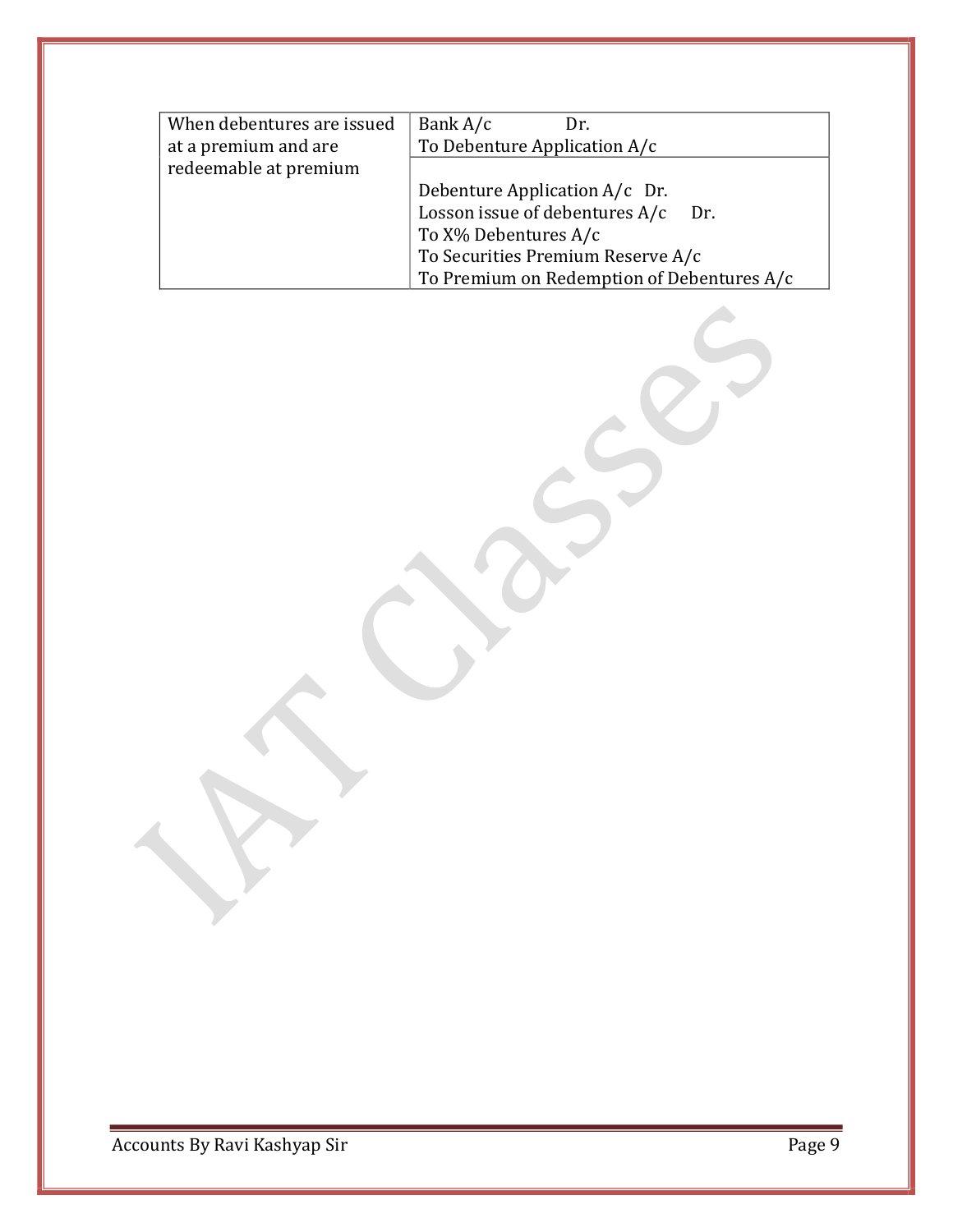| | |
|---|---|
| When debentures are issued at a premium and are redeemable at premium | Bank A/c Dr.<br>To Debenture Application A/c |
| | Debenture Application A/c Dr.<br>Losson issue of debentures A/c Dr.<br>To X% Debentures A/c<br>To Securities Premium Reserve A/c<br>To Premium on Redemption of Debentures A/c |